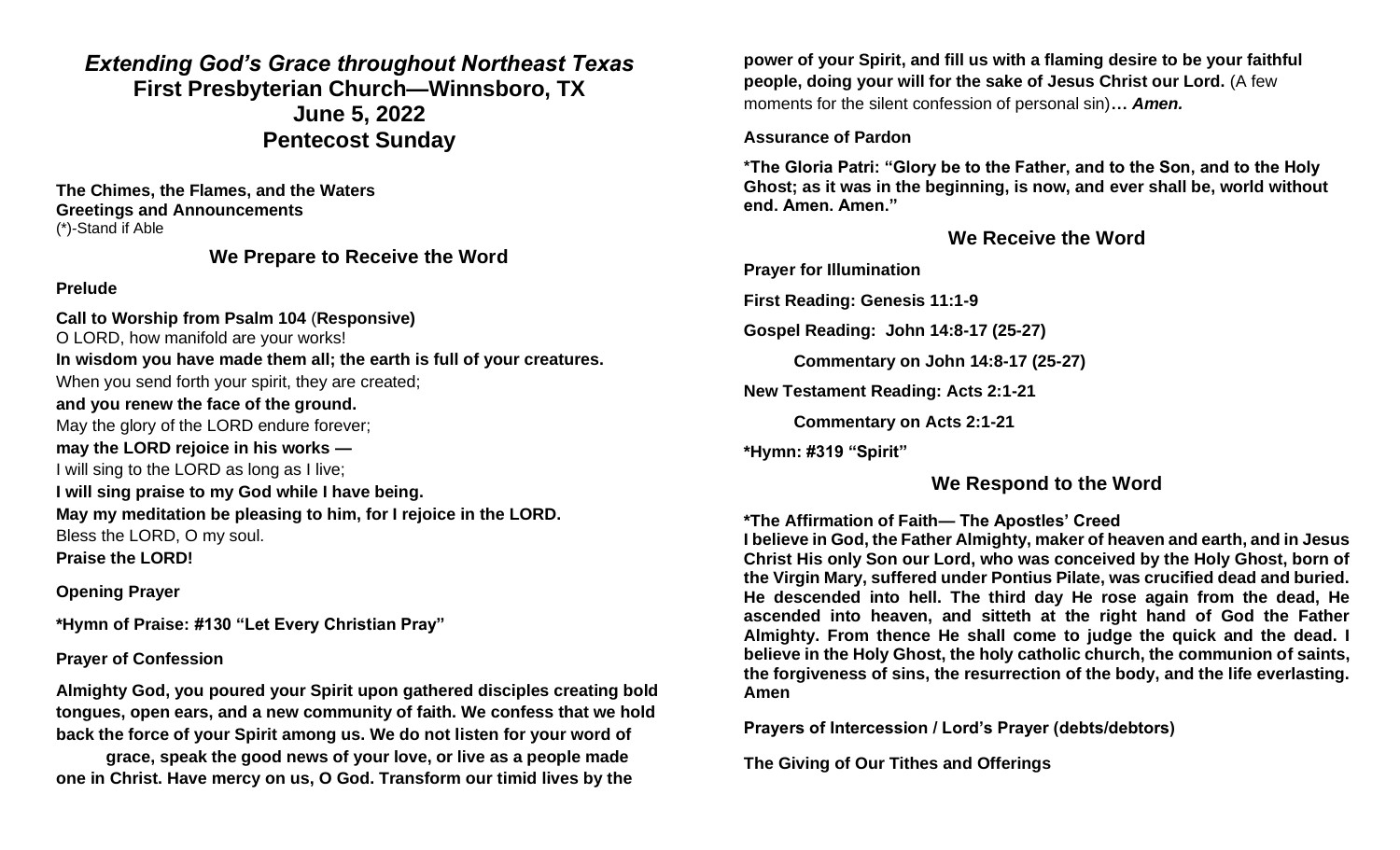## *Extending God's Grace throughout Northeast Texas*

## First Presbyterian Church—Winnsboro, TX
## June 5, 2022
## Pentecost Sunday

**The Chimes, the Flames, and the Waters**
**Greetings and Announcements**
(*)-Stand if Able

### We Prepare to Receive the Word

**Prelude**

**Call to Worship from Psalm 104** (**Responsive)**
O LORD, how manifold are your works!
**In wisdom you have made them all; the earth is full of your creatures.**
When you send forth your spirit, they are created;
**and you renew the face of the ground.**
May the glory of the LORD endure forever;
**may the LORD rejoice in his works —**
I will sing to the LORD as long as I live;
**I will sing praise to my God while I have being.**
**May my meditation be pleasing to him, for I rejoice in the LORD.**
Bless the LORD, O my soul.
**Praise the LORD!**

**Opening Prayer**

***Hymn of Praise: #130 "Let Every Christian Pray"**

**Prayer of Confession**

**Almighty God, you poured your Spirit upon gathered disciples creating bold tongues, open ears, and a new community of faith. We confess that we hold back the force of your Spirit among us. We do not listen for your word of grace, speak the good news of your love, or live as a people made one in Christ. Have mercy on us, O God. Transform our timid lives by the power of your Spirit, and fill us with a flaming desire to be your faithful people, doing your will for the sake of Jesus Christ our Lord.** (A few moments for the silent confession of personal sin)**…** ***Amen.***

**Assurance of Pardon**

***The Gloria Patri: "Glory be to the Father, and to the Son, and to the Holy Ghost; as it was in the beginning, is now, and ever shall be, world without end. Amen. Amen."**

### We Receive the Word

**Prayer for Illumination**

**First Reading: Genesis 11:1-9**

**Gospel Reading: John 14:8-17 (25-27)**

**Commentary on John 14:8-17 (25-27)**

**New Testament Reading: Acts 2:1-21**

**Commentary on Acts 2:1-21**

***Hymn: #319 "Spirit"**

### We Respond to the Word

***The Affirmation of Faith— The Apostles' Creed**
**I believe in God, the Father Almighty, maker of heaven and earth, and in Jesus Christ His only Son our Lord, who was conceived by the Holy Ghost, born of the Virgin Mary, suffered under Pontius Pilate, was crucified dead and buried. He descended into hell. The third day He rose again from the dead, He ascended into heaven, and sitteth at the right hand of God the Father Almighty. From thence He shall come to judge the quick and the dead. I believe in the Holy Ghost, the holy catholic church, the communion of saints, the forgiveness of sins, the resurrection of the body, and the life everlasting. Amen**

**Prayers of Intercession / Lord's Prayer (debts/debtors)**

**The Giving of Our Tithes and Offerings**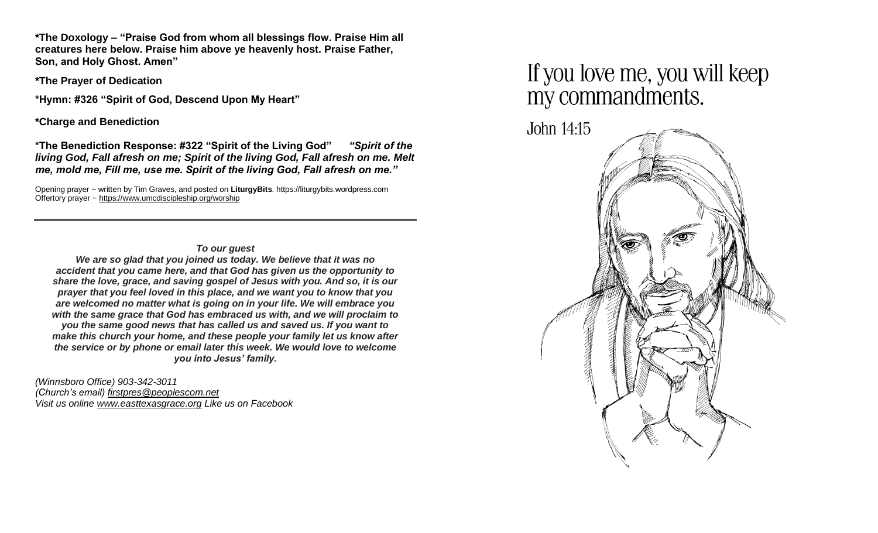**\*The Doxology – "Praise God from whom all blessings flow. Praise Him all creatures here below. Praise him above ye heavenly host. Praise Father, Son, and Holy Ghost. Amen"**

**\*The Prayer of Dedication**

**\*Hymn: #326 "Spirit of God, Descend Upon My Heart"**

**\*Charge and Benediction**

**\*The Benediction Response: #322 "Spirit of the Living God"** ***"Spirit of the living God, Fall afresh on me; Spirit of the living God, Fall afresh on me. Melt me, mold me, Fill me, use me. Spirit of the living God, Fall afresh on me."***

Opening prayer ~ written by Tim Graves, and posted on **LiturgyBits**. https://liturgybits.wordpress.com
Offertory prayer ~ https://www.umcdiscipleship.org/worship

---

***To our guest***

***We are so glad that you joined us today. We believe that it was no accident that you came here, and that God has given us the opportunity to share the love, grace, and saving gospel of Jesus with you. And so, it is our prayer that you feel loved in this place, and we want you to know that you are welcomed no matter what is going on in your life. We will embrace you with the same grace that God has embraced us with, and we will proclaim to you the same good news that has called us and saved us. If you want to make this church your home, and these people your family let us know after the service or by phone or email later this week. We would love to welcome you into Jesus' family.***

*(Winnsboro Office) 903-342-3011*
*(Church's email) firstpres@peoplescom.net*
*Visit us online www.easttexasgrace.org Like us on Facebook*

# If you love me, you will keep my commandments.

John 14:15